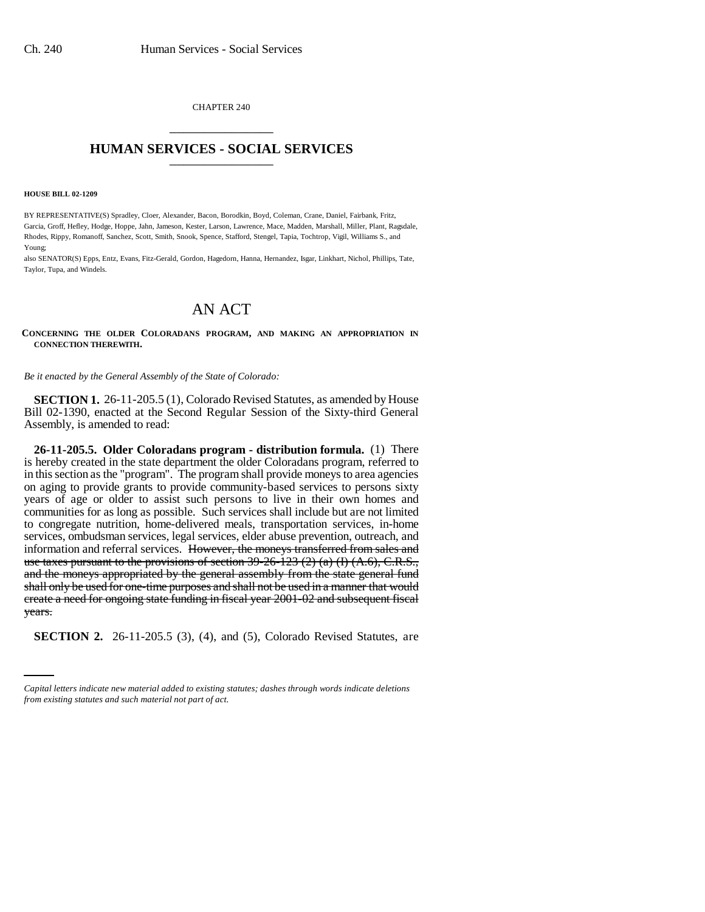CHAPTER 240

# HUMAN SERVICES - SOCIAL SERVICES

**HOUSE BILL 02-1209**

BY REPRESENTATIVE(S) Spradley, Cloer, Alexander, Bacon, Borodkin, Boyd, Coleman, Crane, Daniel, Fairbank, Fritz, Garcia, Groff, Hefley, Hodge, Hoppe, Jahn, Jameson, Kester, Larson, Lawrence, Mace, Madden, Marshall, Miller, Plant, Ragsdale, Rhodes, Rippy, Romanoff, Sanchez, Scott, Smith, Snook, Spence, Stafford, Stengel, Tapia, Tochtrop, Vigil, Williams S., and Young;

also SENATOR(S) Epps, Entz, Evans, Fitz-Gerald, Gordon, Hagedorn, Hanna, Hernandez, Isgar, Linkhart, Nichol, Phillips, Tate, Taylor, Tupa, and Windels.

# AN ACT

**CONCERNING THE OLDER COLORADANS PROGRAM, AND MAKING AN APPROPRIATION IN CONNECTION THEREWITH.**

*Be it enacted by the General Assembly of the State of Colorado:*

**SECTION 1.** 26-11-205.5 (1), Colorado Revised Statutes, as amended by House Bill 02-1390, enacted at the Second Regular Session of the Sixty-third General Assembly, is amended to read:

**26-11-205.5. Older Coloradans program - distribution formula.** (1) There is hereby created in the state department the older Coloradans program, referred to in this section as the "program". The program shall provide moneys to area agencies on aging to provide grants to provide community-based services to persons sixty years of age or older to assist such persons to live in their own homes and communities for as long as possible. Such services shall include but are not limited to congregate nutrition, home-delivered meals, transportation services, in-home services, ombudsman services, legal services, elder abuse prevention, outreach, and information and referral services. ~~However, the moneys transferred from sales and use taxes pursuant to the provisions of section 39-26-123 (2) (a) (I) (A.6), C.R.S., and the moneys appropriated by the general assembly from the state general fund shall only be used for one-time purposes and shall not be used in a manner that would create a need for ongoing state funding in fiscal year 2001-02 and subsequent fiscal years.~~

**SECTION 2.** 26-11-205.5 (3), (4), and (5), Colorado Revised Statutes, are

*Capital letters indicate new material added to existing statutes; dashes through words indicate deletions from existing statutes and such material not part of act.*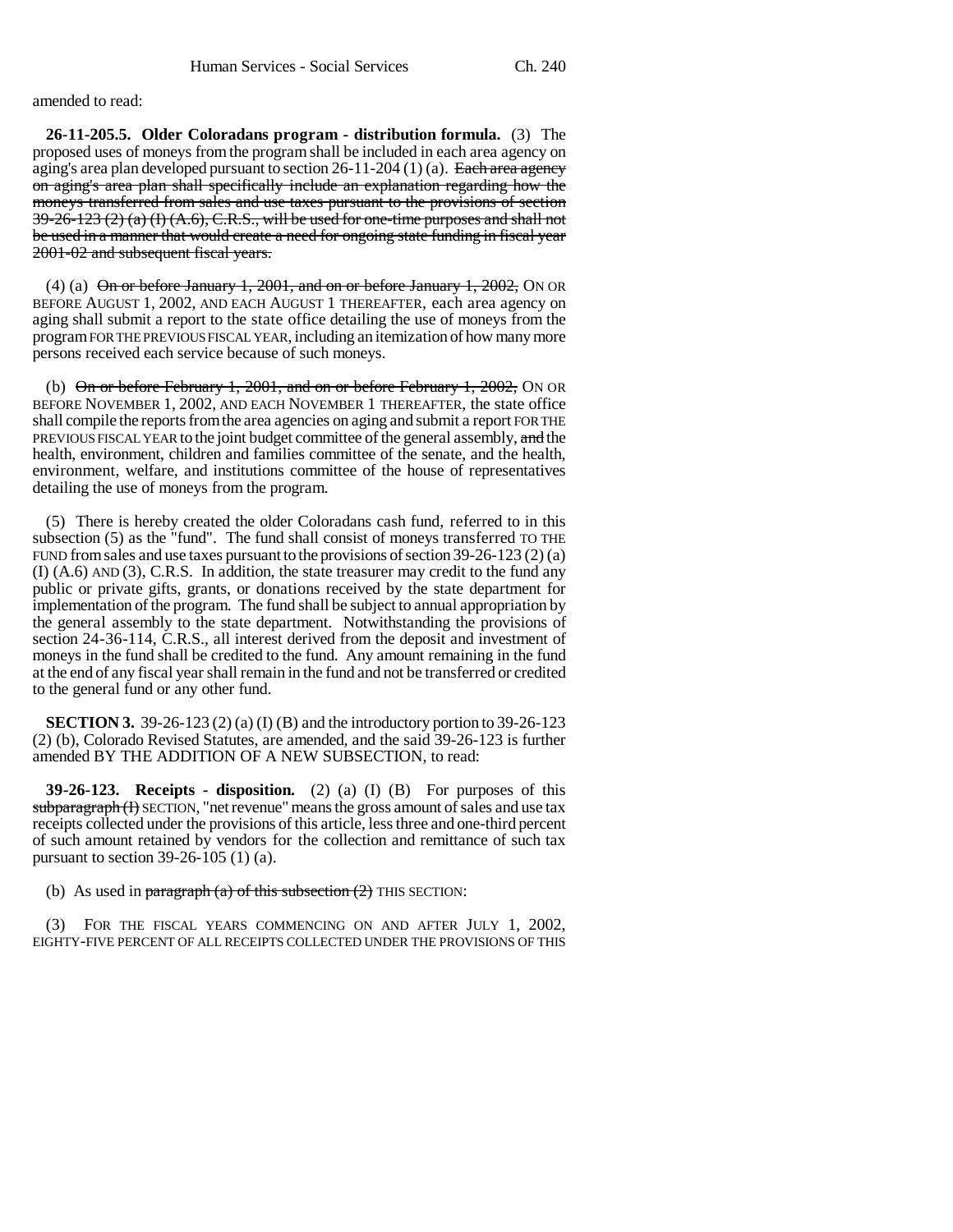amended to read:

**26-11-205.5. Older Coloradans program - distribution formula.** (3) The proposed uses of moneys from the program shall be included in each area agency on aging's area plan developed pursuant to section 26-11-204 (1) (a). ~~Each area agency on aging's area plan shall specifically include an explanation regarding how the moneys transferred from sales and use taxes pursuant to the provisions of section 39-26-123 (2) (a) (I) (A.6), C.R.S., will be used for one-time purposes and shall not be used in a manner that would create a need for ongoing state funding in fiscal year 2001-02 and subsequent fiscal years.~~

(4) (a) ~~On or before January 1, 2001, and on or before January 1, 2002,~~ ON OR BEFORE AUGUST 1, 2002, AND EACH AUGUST 1 THEREAFTER, each area agency on aging shall submit a report to the state office detailing the use of moneys from the program FOR THE PREVIOUS FISCAL YEAR, including an itemization of how many more persons received each service because of such moneys.

(b) ~~On or before February 1, 2001, and on or before February 1, 2002,~~ ON OR BEFORE NOVEMBER 1, 2002, AND EACH NOVEMBER 1 THEREAFTER, the state office shall compile the reports from the area agencies on aging and submit a report FOR THE PREVIOUS FISCAL YEAR to the joint budget committee of the general assembly, ~~and~~ the health, environment, children and families committee of the senate, and the health, environment, welfare, and institutions committee of the house of representatives detailing the use of moneys from the program.

(5) There is hereby created the older Coloradans cash fund, referred to in this subsection (5) as the "fund". The fund shall consist of moneys transferred TO THE FUND from sales and use taxes pursuant to the provisions of section 39-26-123 (2) (a) (I) (A.6) AND (3), C.R.S. In addition, the state treasurer may credit to the fund any public or private gifts, grants, or donations received by the state department for implementation of the program. The fund shall be subject to annual appropriation by the general assembly to the state department. Notwithstanding the provisions of section 24-36-114, C.R.S., all interest derived from the deposit and investment of moneys in the fund shall be credited to the fund. Any amount remaining in the fund at the end of any fiscal year shall remain in the fund and not be transferred or credited to the general fund or any other fund.

**SECTION 3.** 39-26-123 (2) (a) (I) (B) and the introductory portion to 39-26-123 (2) (b), Colorado Revised Statutes, are amended, and the said 39-26-123 is further amended BY THE ADDITION OF A NEW SUBSECTION, to read:

**39-26-123. Receipts - disposition.** (2) (a) (I) (B) For purposes of this ~~subparagraph (I)~~ SECTION, "net revenue" means the gross amount of sales and use tax receipts collected under the provisions of this article, less three and one-third percent of such amount retained by vendors for the collection and remittance of such tax pursuant to section 39-26-105 (1) (a).

(b) As used in ~~paragraph (a) of this subsection (2)~~ THIS SECTION:

(3) FOR THE FISCAL YEARS COMMENCING ON AND AFTER JULY 1, 2002, EIGHTY-FIVE PERCENT OF ALL RECEIPTS COLLECTED UNDER THE PROVISIONS OF THIS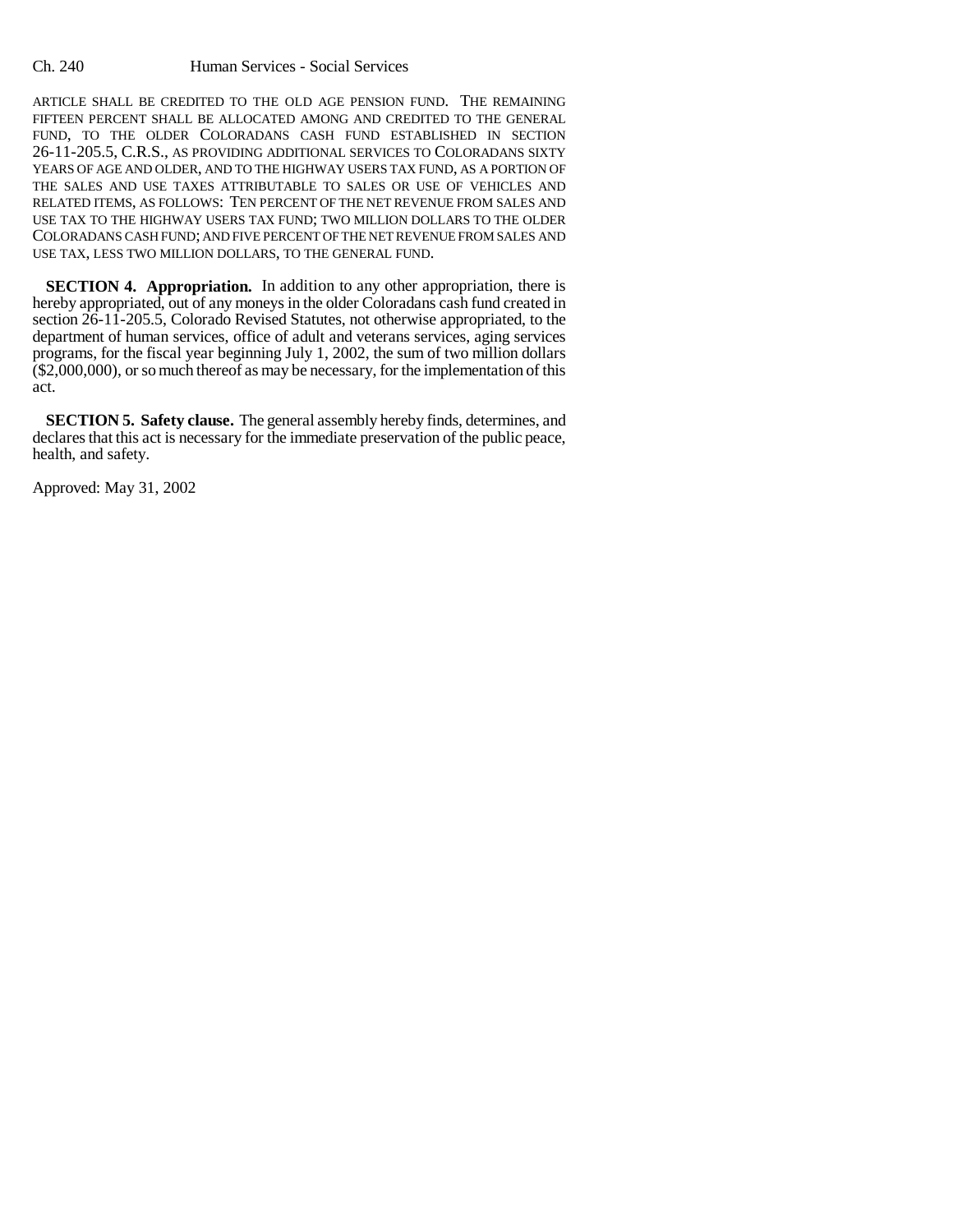ARTICLE SHALL BE CREDITED TO THE OLD AGE PENSION FUND. THE REMAINING FIFTEEN PERCENT SHALL BE ALLOCATED AMONG AND CREDITED TO THE GENERAL FUND, TO THE OLDER COLORADANS CASH FUND ESTABLISHED IN SECTION 26-11-205.5, C.R.S., AS PROVIDING ADDITIONAL SERVICES TO COLORADANS SIXTY YEARS OF AGE AND OLDER, AND TO THE HIGHWAY USERS TAX FUND, AS A PORTION OF THE SALES AND USE TAXES ATTRIBUTABLE TO SALES OR USE OF VEHICLES AND RELATED ITEMS, AS FOLLOWS: TEN PERCENT OF THE NET REVENUE FROM SALES AND USE TAX TO THE HIGHWAY USERS TAX FUND; TWO MILLION DOLLARS TO THE OLDER COLORADANS CASH FUND; AND FIVE PERCENT OF THE NET REVENUE FROM SALES AND USE TAX, LESS TWO MILLION DOLLARS, TO THE GENERAL FUND.

**SECTION 4. Appropriation.** In addition to any other appropriation, there is hereby appropriated, out of any moneys in the older Coloradans cash fund created in section 26-11-205.5, Colorado Revised Statutes, not otherwise appropriated, to the department of human services, office of adult and veterans services, aging services programs, for the fiscal year beginning July 1, 2002, the sum of two million dollars ($2,000,000), or so much thereof as may be necessary, for the implementation of this act.

**SECTION 5. Safety clause.** The general assembly hereby finds, determines, and declares that this act is necessary for the immediate preservation of the public peace, health, and safety.

Approved: May 31, 2002